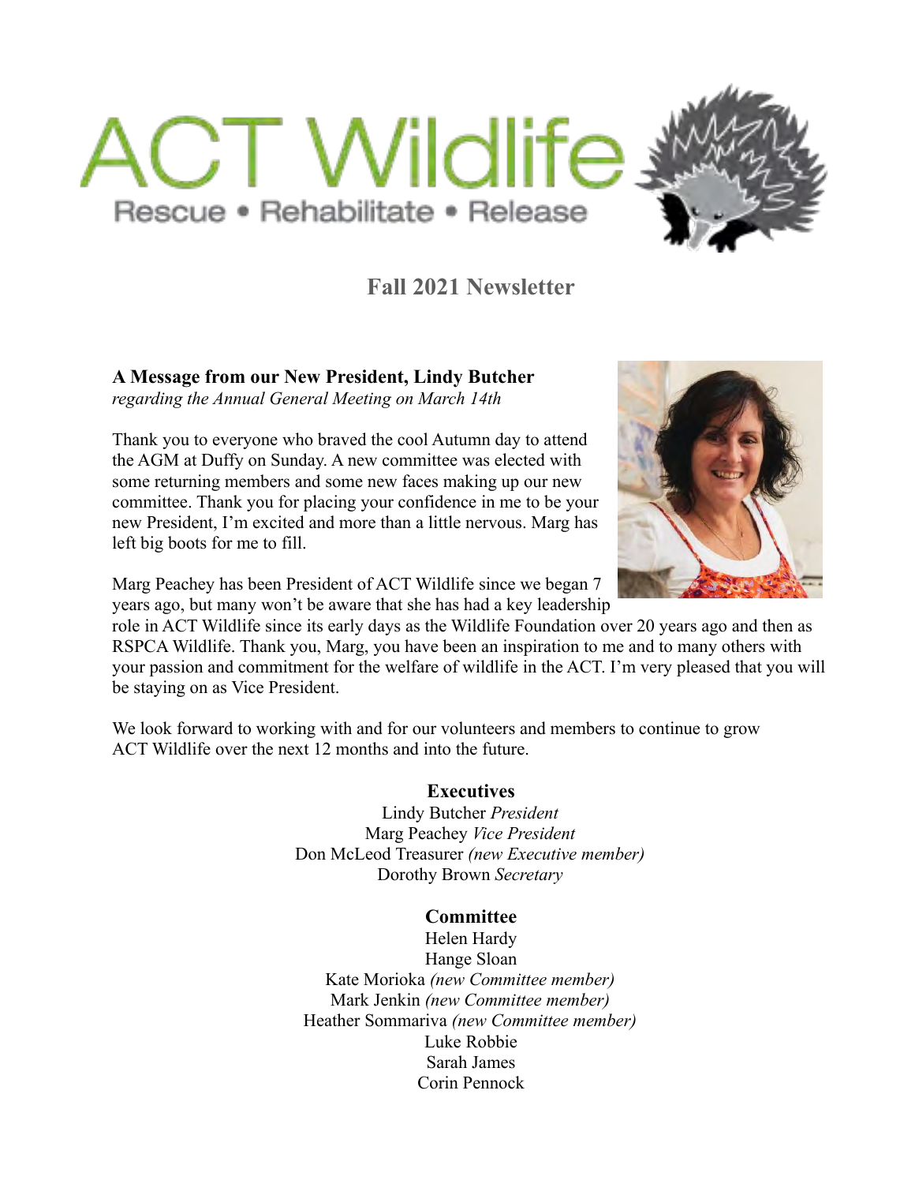# ACT Wildlife

Rescue • Rehabilitate • Release

## Fall 2021 Newsletter

### A Message from our New President, Lindy Butcher

*regarding the Annual General Meeting on March 14th*

Thank you to everyone who braved the cool Autumn day to attend the AGM at Duffy on Sunday. A new committee was elected with some returning members and some new faces making up our new committee. Thank you for placing your confidence in me to be your new President, I'm excited and more than a little nervous. Marg has left big boots for me to fill.

Marg Peachey has been President of ACT Wildlife since we began 7 years ago, but many won't be aware that she has had a key leadership role in ACT Wildlife since its early days as the Wildlife Foundation over 20 years ago and then as RSPCA Wildlife. Thank you, Marg, you have been an inspiration to me and to many others with your passion and commitment for the welfare of wildlife in the ACT. I'm very pleased that you will be staying on as Vice President.

We look forward to working with and for our volunteers and members to continue to grow ACT Wildlife over the next 12 months and into the future.

**Executives**

Lindy Butcher *President*
Marg Peachey *Vice President*
Don McLeod Treasurer *(new Executive member)*
Dorothy Brown *Secretary*

**Committee**

Helen Hardy
Hange Sloan
Kate Morioka *(new Committee member)*
Mark Jenkin *(new Committee member)*
Heather Sommariva *(new Committee member)*
Luke Robbie
Sarah James
Corin Pennock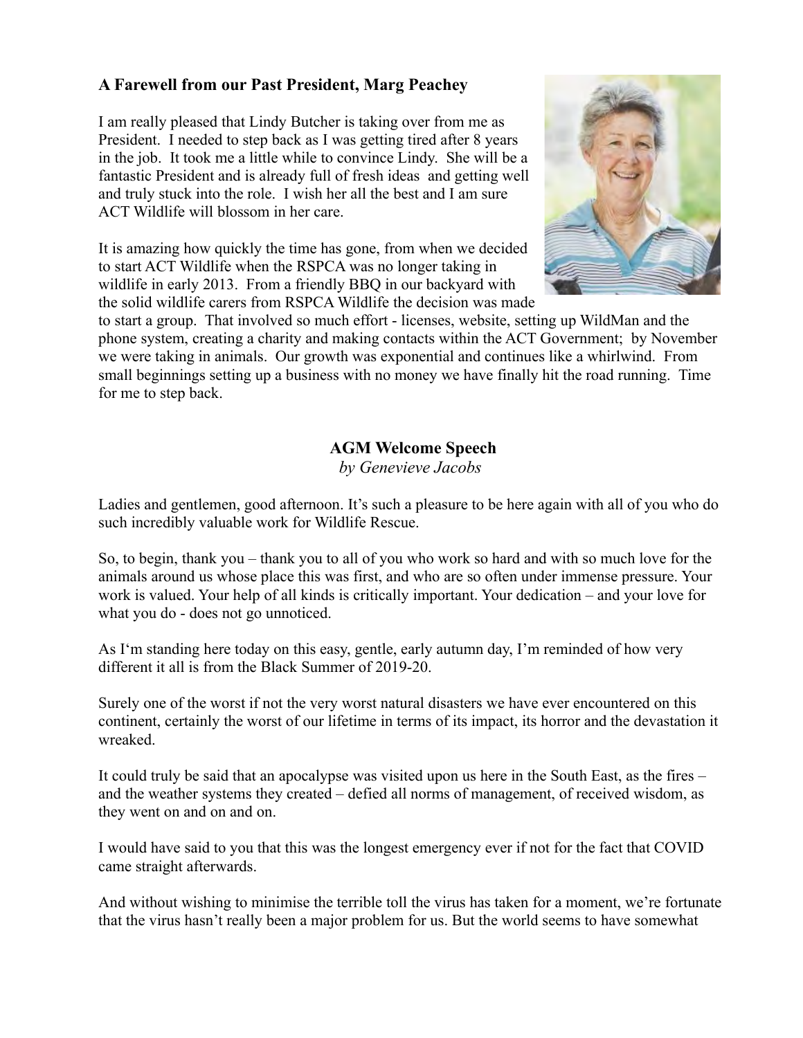### A Farewell from our Past President, Marg Peachey

I am really pleased that Lindy Butcher is taking over from me as President. I needed to step back as I was getting tired after 8 years in the job. It took me a little while to convince Lindy. She will be a fantastic President and is already full of fresh ideas and getting well and truly stuck into the role. I wish her all the best and I am sure ACT Wildlife will blossom in her care.

It is amazing how quickly the time has gone, from when we decided to start ACT Wildlife when the RSPCA was no longer taking in wildlife in early 2013. From a friendly BBQ in our backyard with the solid wildlife carers from RSPCA Wildlife the decision was made to start a group. That involved so much effort - licenses, website, setting up WildMan and the phone system, creating a charity and making contacts within the ACT Government; by November we were taking in animals. Our growth was exponential and continues like a whirlwind. From small beginnings setting up a business with no money we have finally hit the road running. Time for me to step back.

### AGM Welcome Speech

*by Genevieve Jacobs*

Ladies and gentlemen, good afternoon. It's such a pleasure to be here again with all of you who do such incredibly valuable work for Wildlife Rescue.

So, to begin, thank you – thank you to all of you who work so hard and with so much love for the animals around us whose place this was first, and who are so often under immense pressure. Your work is valued. Your help of all kinds is critically important. Your dedication – and your love for what you do - does not go unnoticed.

As I'm standing here today on this easy, gentle, early autumn day, I'm reminded of how very different it all is from the Black Summer of 2019-20.

Surely one of the worst if not the very worst natural disasters we have ever encountered on this continent, certainly the worst of our lifetime in terms of its impact, its horror and the devastation it wreaked.

It could truly be said that an apocalypse was visited upon us here in the South East, as the fires – and the weather systems they created – defied all norms of management, of received wisdom, as they went on and on and on.

I would have said to you that this was the longest emergency ever if not for the fact that COVID came straight afterwards.

And without wishing to minimise the terrible toll the virus has taken for a moment, we're fortunate that the virus hasn't really been a major problem for us. But the world seems to have somewhat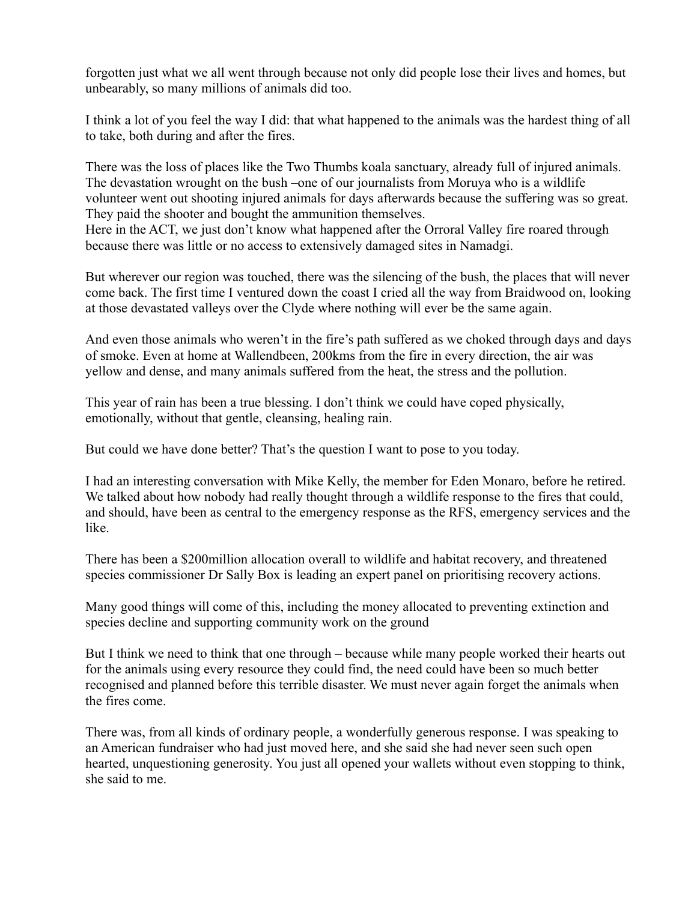forgotten just what we all went through because not only did people lose their lives and homes, but unbearably, so many millions of animals did too.

I think a lot of you feel the way I did: that what happened to the animals was the hardest thing of all to take, both during and after the fires.

There was the loss of places like the Two Thumbs koala sanctuary, already full of injured animals. The devastation wrought on the bush –one of our journalists from Moruya who is a wildlife volunteer went out shooting injured animals for days afterwards because the suffering was so great. They paid the shooter and bought the ammunition themselves.
Here in the ACT, we just don't know what happened after the Orroral Valley fire roared through because there was little or no access to extensively damaged sites in Namadgi.

But wherever our region was touched, there was the silencing of the bush, the places that will never come back. The first time I ventured down the coast I cried all the way from Braidwood on, looking at those devastated valleys over the Clyde where nothing will ever be the same again.

And even those animals who weren't in the fire's path suffered as we choked through days and days of smoke. Even at home at Wallendbeen, 200kms from the fire in every direction, the air was yellow and dense, and many animals suffered from the heat, the stress and the pollution.

This year of rain has been a true blessing. I don't think we could have coped physically, emotionally, without that gentle, cleansing, healing rain.

But could we have done better? That's the question I want to pose to you today.

I had an interesting conversation with Mike Kelly, the member for Eden Monaro, before he retired. We talked about how nobody had really thought through a wildlife response to the fires that could, and should, have been as central to the emergency response as the RFS, emergency services and the like.

There has been a $200million allocation overall to wildlife and habitat recovery, and threatened species commissioner Dr Sally Box is leading an expert panel on prioritising recovery actions.

Many good things will come of this, including the money allocated to preventing extinction and species decline and supporting community work on the ground

But I think we need to think that one through – because while many people worked their hearts out for the animals using every resource they could find, the need could have been so much better recognised and planned before this terrible disaster. We must never again forget the animals when the fires come.

There was, from all kinds of ordinary people, a wonderfully generous response. I was speaking to an American fundraiser who had just moved here, and she said she had never seen such open hearted, unquestioning generosity. You just all opened your wallets without even stopping to think, she said to me.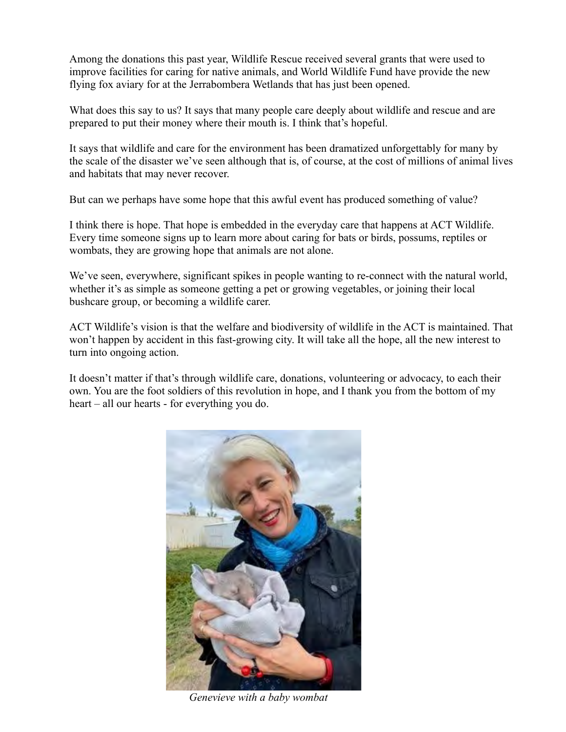Among the donations this past year, Wildlife Rescue received several grants that were used to improve facilities for caring for native animals, and World Wildlife Fund have provide the new flying fox aviary for at the Jerrabombera Wetlands that has just been opened.

What does this say to us? It says that many people care deeply about wildlife and rescue and are prepared to put their money where their mouth is. I think that's hopeful.

It says that wildlife and care for the environment has been dramatized unforgettably for many by the scale of the disaster we've seen although that is, of course, at the cost of millions of animal lives and habitats that may never recover.

But can we perhaps have some hope that this awful event has produced something of value?

I think there is hope. That hope is embedded in the everyday care that happens at ACT Wildlife. Every time someone signs up to learn more about caring for bats or birds, possums, reptiles or wombats, they are growing hope that animals are not alone.

We've seen, everywhere, significant spikes in people wanting to re-connect with the natural world, whether it's as simple as someone getting a pet or growing vegetables, or joining their local bushcare group, or becoming a wildlife carer.

ACT Wildlife's vision is that the welfare and biodiversity of wildlife in the ACT is maintained. That won't happen by accident in this fast-growing city. It will take all the hope, all the new interest to turn into ongoing action.

It doesn't matter if that's through wildlife care, donations, volunteering or advocacy, to each their own. You are the foot soldiers of this revolution in hope, and I thank you from the bottom of my heart – all our hearts - for everything you do.

*Genevieve with a baby wombat*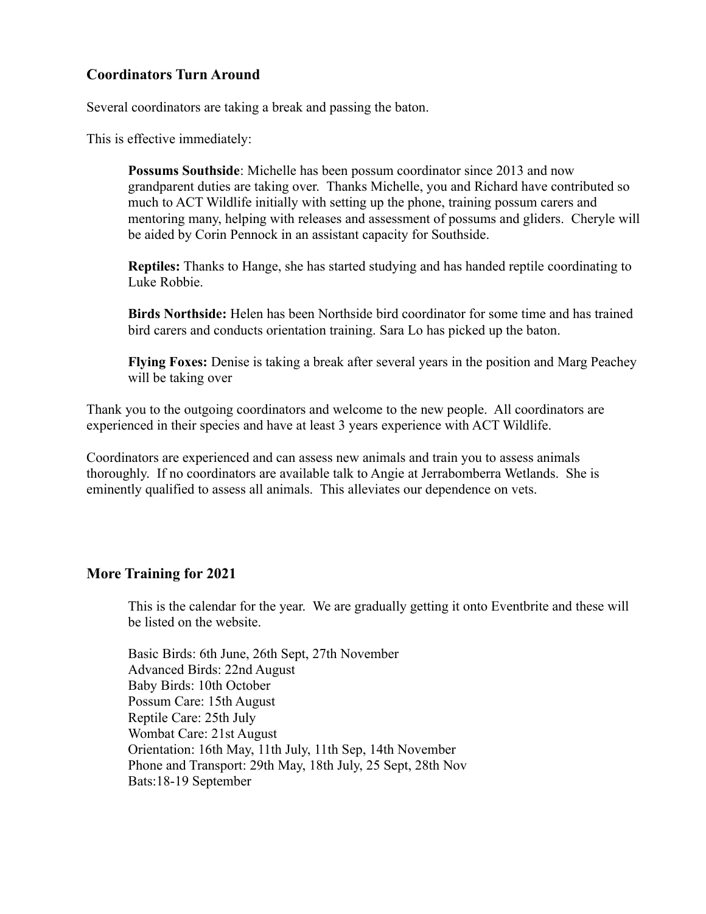### Coordinators Turn Around

Several coordinators are taking a break and passing the baton.

This is effective immediately:

> **Possums Southside**: Michelle has been possum coordinator since 2013 and now grandparent duties are taking over. Thanks Michelle, you and Richard have contributed so much to ACT Wildlife initially with setting up the phone, training possum carers and mentoring many, helping with releases and assessment of possums and gliders. Cheryle will be aided by Corin Pennock in an assistant capacity for Southside.
>
> **Reptiles:** Thanks to Hange, she has started studying and has handed reptile coordinating to Luke Robbie.
>
> **Birds Northside:** Helen has been Northside bird coordinator for some time and has trained bird carers and conducts orientation training. Sara Lo has picked up the baton.
>
> **Flying Foxes:** Denise is taking a break after several years in the position and Marg Peachey will be taking over

Thank you to the outgoing coordinators and welcome to the new people. All coordinators are experienced in their species and have at least 3 years experience with ACT Wildlife.

Coordinators are experienced and can assess new animals and train you to assess animals thoroughly. If no coordinators are available talk to Angie at Jerrabomberra Wetlands. She is eminently qualified to assess all animals. This alleviates our dependence on vets.

### More Training for 2021

> This is the calendar for the year. We are gradually getting it onto Eventbrite and these will be listed on the website.
>
> Basic Birds: 6th June, 26th Sept, 27th November
> Advanced Birds: 22nd August
> Baby Birds: 10th October
> Possum Care: 15th August
> Reptile Care: 25th July
> Wombat Care: 21st August
> Orientation: 16th May, 11th July, 11th Sep, 14th November
> Phone and Transport: 29th May, 18th July, 25 Sept, 28th Nov
> Bats:18-19 September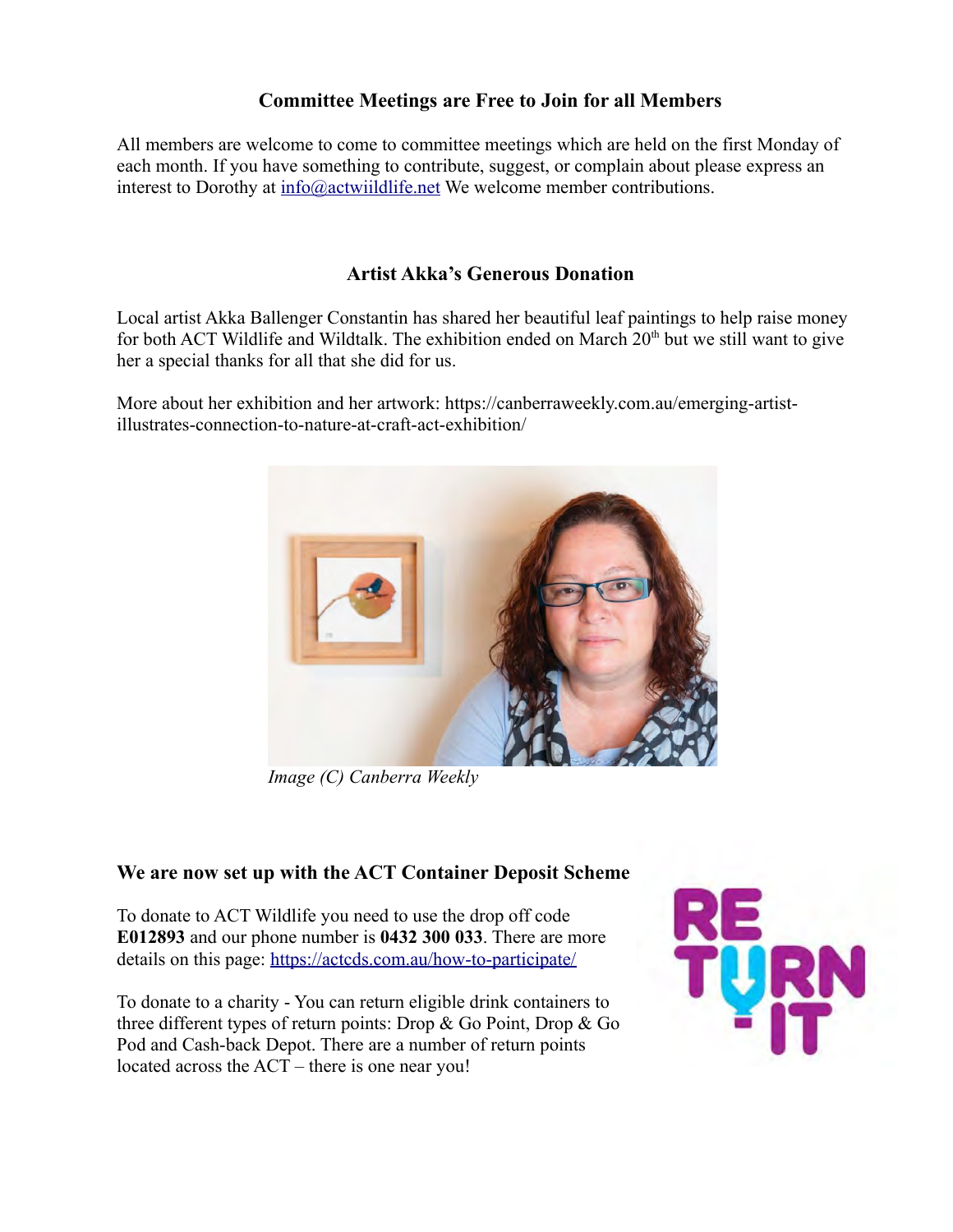## Committee Meetings are Free to Join for all Members

All members are welcome to come to committee meetings which are held on the first Monday of each month. If you have something to contribute, suggest, or complain about please express an interest to Dorothy at info@actwiildlife.net We welcome member contributions.

## Artist Akka's Generous Donation

Local artist Akka Ballenger Constantin has shared her beautiful leaf paintings to help raise money for both ACT Wildlife and Wildtalk. The exhibition ended on March 20th but we still want to give her a special thanks for all that she did for us.

More about her exhibition and her artwork: https://canberraweekly.com.au/emerging-artist-illustrates-connection-to-nature-at-craft-act-exhibition/

*Image (C) Canberra Weekly*

## We are now set up with the ACT Container Deposit Scheme

To donate to ACT Wildlife you need to use the drop off code **E012893** and our phone number is **0432 300 033**. There are more details on this page: https://actcds.com.au/how-to-participate/

To donate to a charity - You can return eligible drink containers to three different types of return points: Drop & Go Point, Drop & Go Pod and Cash-back Depot. There are a number of return points located across the ACT – there is one near you!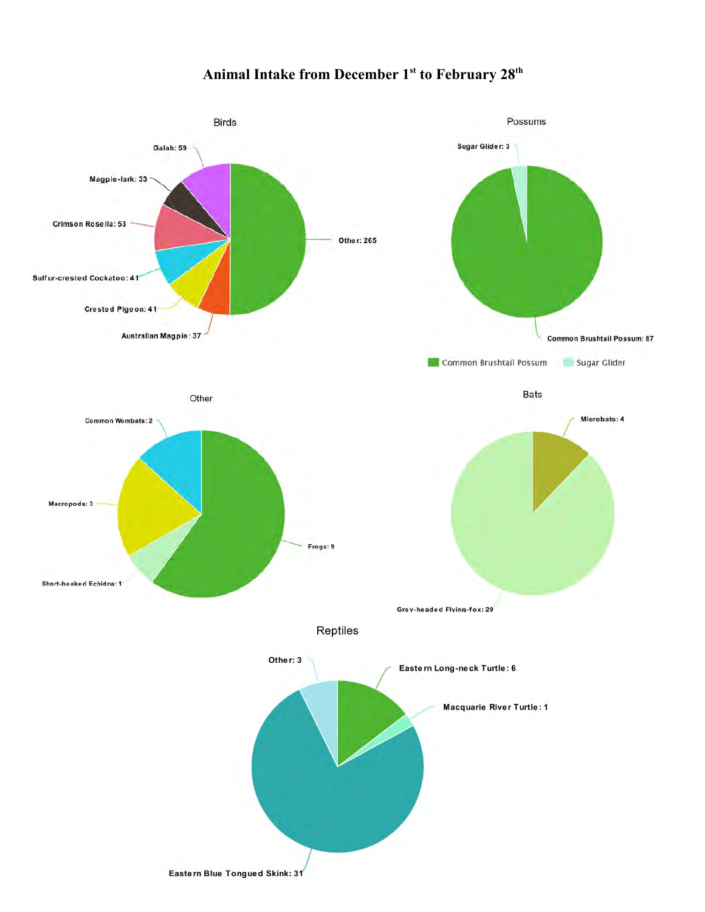# Animal Intake from December 1st to February 28th

## Birds

- Galah: 59
- Magpie-lark: 33
- Crimson Rosella: 53
- Sulfur-crested Cockatoo: 41
- Crested Pigeon: 41
- Australian Magpie: 37
- Other: 265

## Possums

- Sugar Glider: 3
- Common Brushtail Possum: 87

Common Brushtail Possum | Sugar Glider

## Other

- Common Wombats: 2
- Macropods: 3
- Short-beaked Echidna: 1
- Frogs: 9

## Bats

- Microbats: 4
- Grey-headed Flying-fox: 29

## Reptiles

- Other: 3
- Eastern Long-neck Turtle: 6
- Macquarie River Turtle: 1
- Eastern Blue Tongued Skink: 31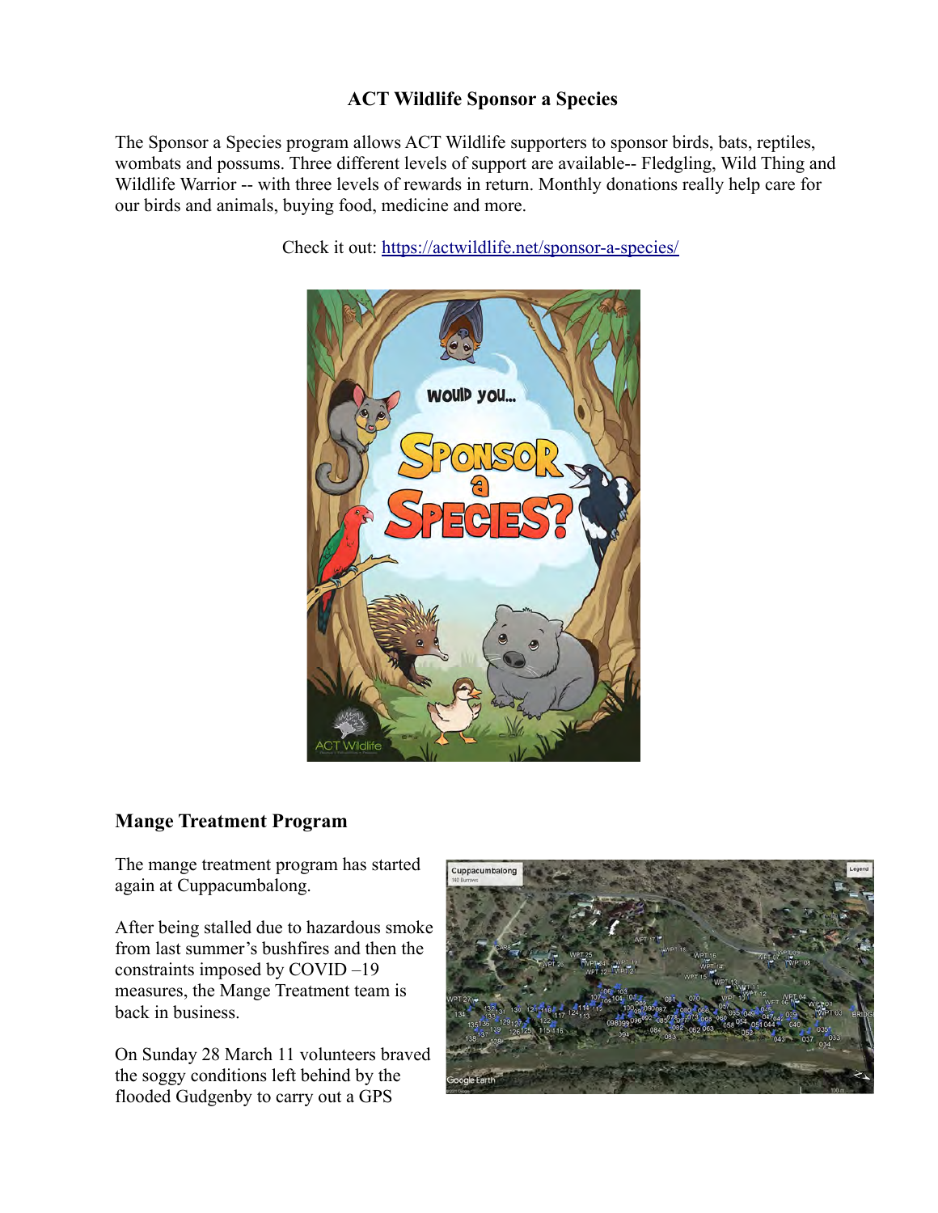## ACT Wildlife Sponsor a Species

The Sponsor a Species program allows ACT Wildlife supporters to sponsor birds, bats, reptiles, wombats and possums. Three different levels of support are available-- Fledgling, Wild Thing and Wildlife Warrior -- with three levels of rewards in return. Monthly donations really help care for our birds and animals, buying food, medicine and more.

Check it out: https://actwildlife.net/sponsor-a-species/

## Mange Treatment Program

The mange treatment program has started again at Cuppacumbalong.

After being stalled due to hazardous smoke from last summer's bushfires and then the constraints imposed by COVID –19 measures, the Mange Treatment team is back in business.

On Sunday 28 March 11 volunteers braved the soggy conditions left behind by the flooded Gudgenby to carry out a GPS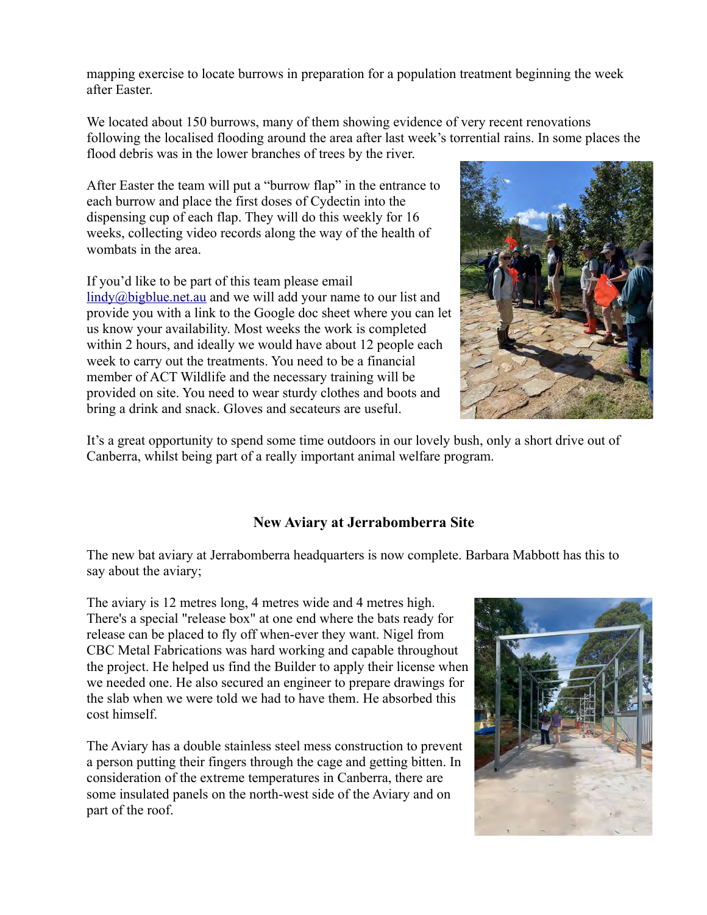mapping exercise to locate burrows in preparation for a population treatment beginning the week after Easter.

We located about 150 burrows, many of them showing evidence of very recent renovations following the localised flooding around the area after last week's torrential rains. In some places the flood debris was in the lower branches of trees by the river.

After Easter the team will put a "burrow flap" in the entrance to each burrow and place the first doses of Cydectin into the dispensing cup of each flap. They will do this weekly for 16 weeks, collecting video records along the way of the health of wombats in the area.

If you'd like to be part of this team please email lindy@bigblue.net.au and we will add your name to our list and provide you with a link to the Google doc sheet where you can let us know your availability. Most weeks the work is completed within 2 hours, and ideally we would have about 12 people each week to carry out the treatments. You need to be a financial member of ACT Wildlife and the necessary training will be provided on site. You need to wear sturdy clothes and boots and bring a drink and snack. Gloves and secateurs are useful.

It's a great opportunity to spend some time outdoors in our lovely bush, only a short drive out of Canberra, whilst being part of a really important animal welfare program.

## New Aviary at Jerrabomberra Site

The new bat aviary at Jerrabomberra headquarters is now complete. Barbara Mabbott has this to say about the aviary;

The aviary is 12 metres long, 4 metres wide and 4 metres high. There's a special "release box" at one end where the bats ready for release can be placed to fly off when-ever they want. Nigel from CBC Metal Fabrications was hard working and capable throughout the project. He helped us find the Builder to apply their license when we needed one. He also secured an engineer to prepare drawings for the slab when we were told we had to have them. He absorbed this cost himself.

The Aviary has a double stainless steel mess construction to prevent a person putting their fingers through the cage and getting bitten. In consideration of the extreme temperatures in Canberra, there are some insulated panels on the north-west side of the Aviary and on part of the roof.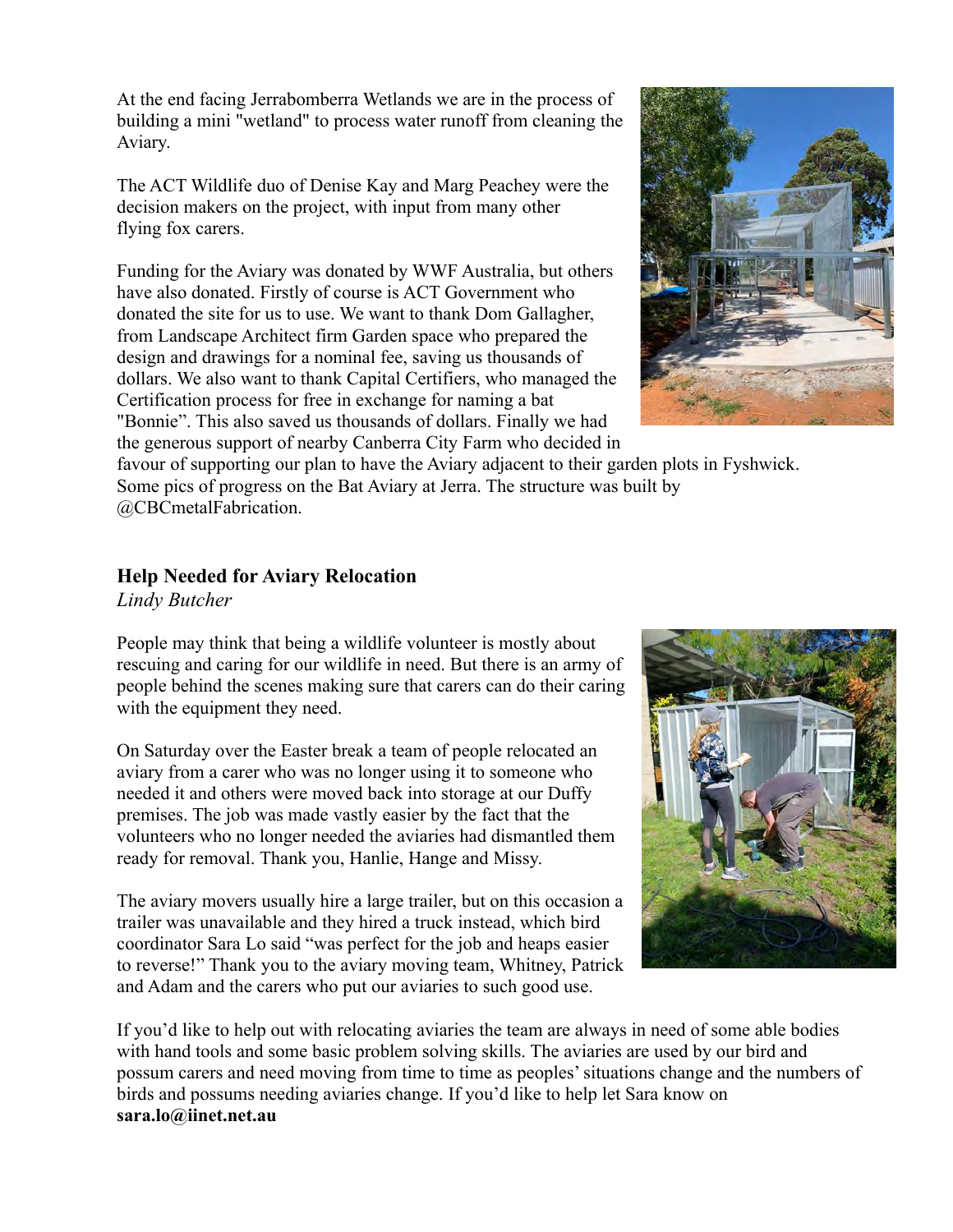At the end facing Jerrabomberra Wetlands we are in the process of building a mini "wetland" to process water runoff from cleaning the Aviary.

The ACT Wildlife duo of Denise Kay and Marg Peachey were the decision makers on the project, with input from many other flying fox carers.

Funding for the Aviary was donated by WWF Australia, but others have also donated. Firstly of course is ACT Government who donated the site for us to use. We want to thank Dom Gallagher, from Landscape Architect firm Garden space who prepared the design and drawings for a nominal fee, saving us thousands of dollars. We also want to thank Capital Certifiers, who managed the Certification process for free in exchange for naming a bat "Bonnie". This also saved us thousands of dollars. Finally we had the generous support of nearby Canberra City Farm who decided in favour of supporting our plan to have the Aviary adjacent to their garden plots in Fyshwick. Some pics of progress on the Bat Aviary at Jerra. The structure was built by @CBCmetalFabrication.

### Help Needed for Aviary Relocation

*Lindy Butcher*

People may think that being a wildlife volunteer is mostly about rescuing and caring for our wildlife in need. But there is an army of people behind the scenes making sure that carers can do their caring with the equipment they need.

On Saturday over the Easter break a team of people relocated an aviary from a carer who was no longer using it to someone who needed it and others were moved back into storage at our Duffy premises. The job was made vastly easier by the fact that the volunteers who no longer needed the aviaries had dismantled them ready for removal. Thank you, Hanlie, Hange and Missy.

The aviary movers usually hire a large trailer, but on this occasion a trailer was unavailable and they hired a truck instead, which bird coordinator Sara Lo said "was perfect for the job and heaps easier to reverse!" Thank you to the aviary moving team, Whitney, Patrick and Adam and the carers who put our aviaries to such good use.

If you'd like to help out with relocating aviaries the team are always in need of some able bodies with hand tools and some basic problem solving skills. The aviaries are used by our bird and possum carers and need moving from time to time as peoples' situations change and the numbers of birds and possums needing aviaries change. If you'd like to help let Sara know on **sara.lo@iinet.net.au**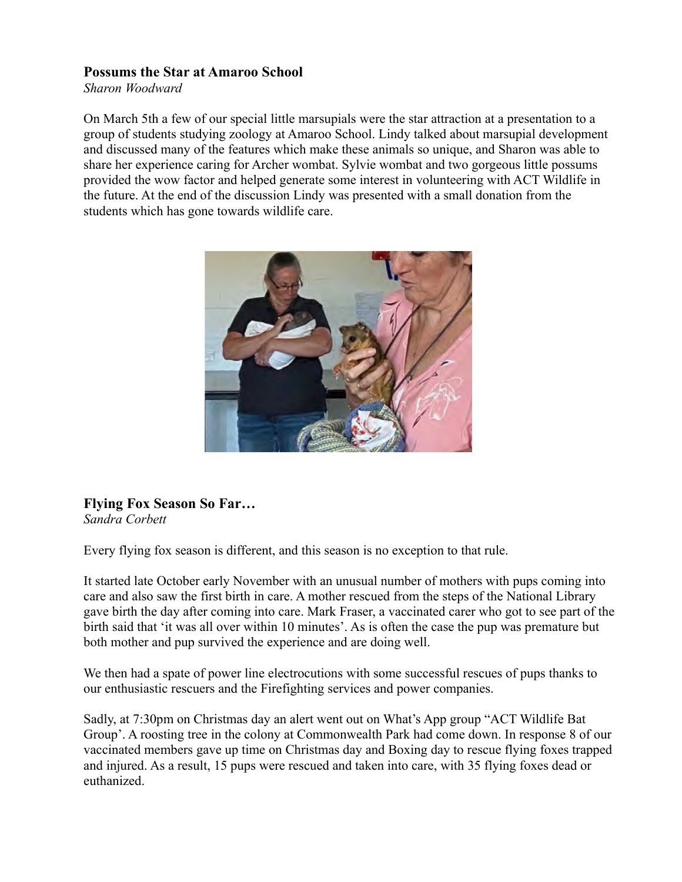### Possums the Star at Amaroo School

*Sharon Woodward*

On March 5th a few of our special little marsupials were the star attraction at a presentation to a group of students studying zoology at Amaroo School. Lindy talked about marsupial development and discussed many of the features which make these animals so unique, and Sharon was able to share her experience caring for Archer wombat. Sylvie wombat and two gorgeous little possums provided the wow factor and helped generate some interest in volunteering with ACT Wildlife in the future. At the end of the discussion Lindy was presented with a small donation from the students which has gone towards wildlife care.

### Flying Fox Season So Far…

*Sandra Corbett*

Every flying fox season is different, and this season is no exception to that rule.

It started late October early November with an unusual number of mothers with pups coming into care and also saw the first birth in care. A mother rescued from the steps of the National Library gave birth the day after coming into care. Mark Fraser, a vaccinated carer who got to see part of the birth said that 'it was all over within 10 minutes'. As is often the case the pup was premature but both mother and pup survived the experience and are doing well.

We then had a spate of power line electrocutions with some successful rescues of pups thanks to our enthusiastic rescuers and the Firefighting services and power companies.

Sadly, at 7:30pm on Christmas day an alert went out on What's App group "ACT Wildlife Bat Group'. A roosting tree in the colony at Commonwealth Park had come down. In response 8 of our vaccinated members gave up time on Christmas day and Boxing day to rescue flying foxes trapped and injured. As a result, 15 pups were rescued and taken into care, with 35 flying foxes dead or euthanized.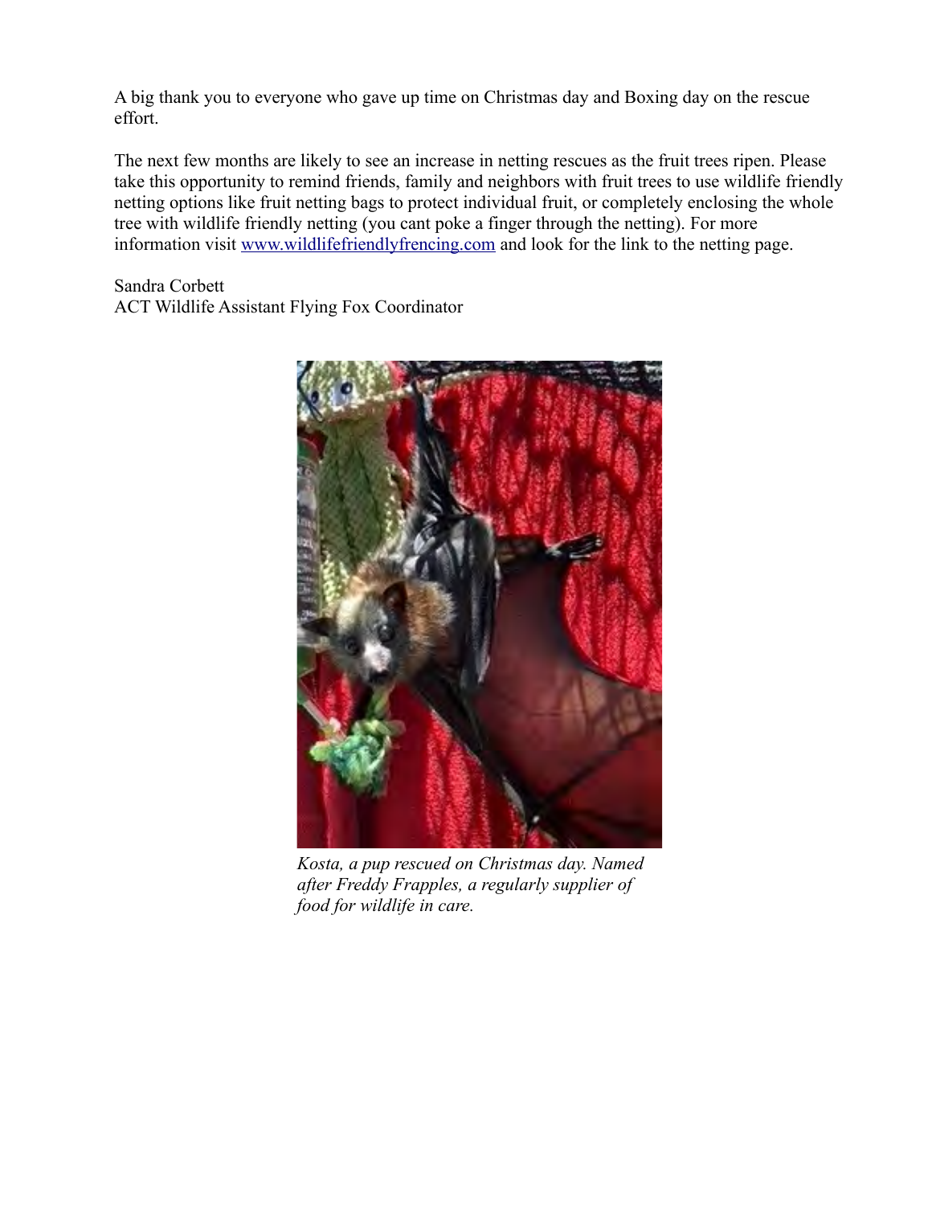A big thank you to everyone who gave up time on Christmas day and Boxing day on the rescue effort.

The next few months are likely to see an increase in netting rescues as the fruit trees ripen. Please take this opportunity to remind friends, family and neighbors with fruit trees to use wildlife friendly netting options like fruit netting bags to protect individual fruit, or completely enclosing the whole tree with wildlife friendly netting (you cant poke a finger through the netting). For more information visit [www.wildlifefriendlyfrencing.com](www.wildlifefriendlyfrencing.com) and look for the link to the netting page.

Sandra Corbett
ACT Wildlife Assistant Flying Fox Coordinator

*Kosta, a pup rescued on Christmas day. Named after Freddy Frapples, a regularly supplier of food for wildlife in care.*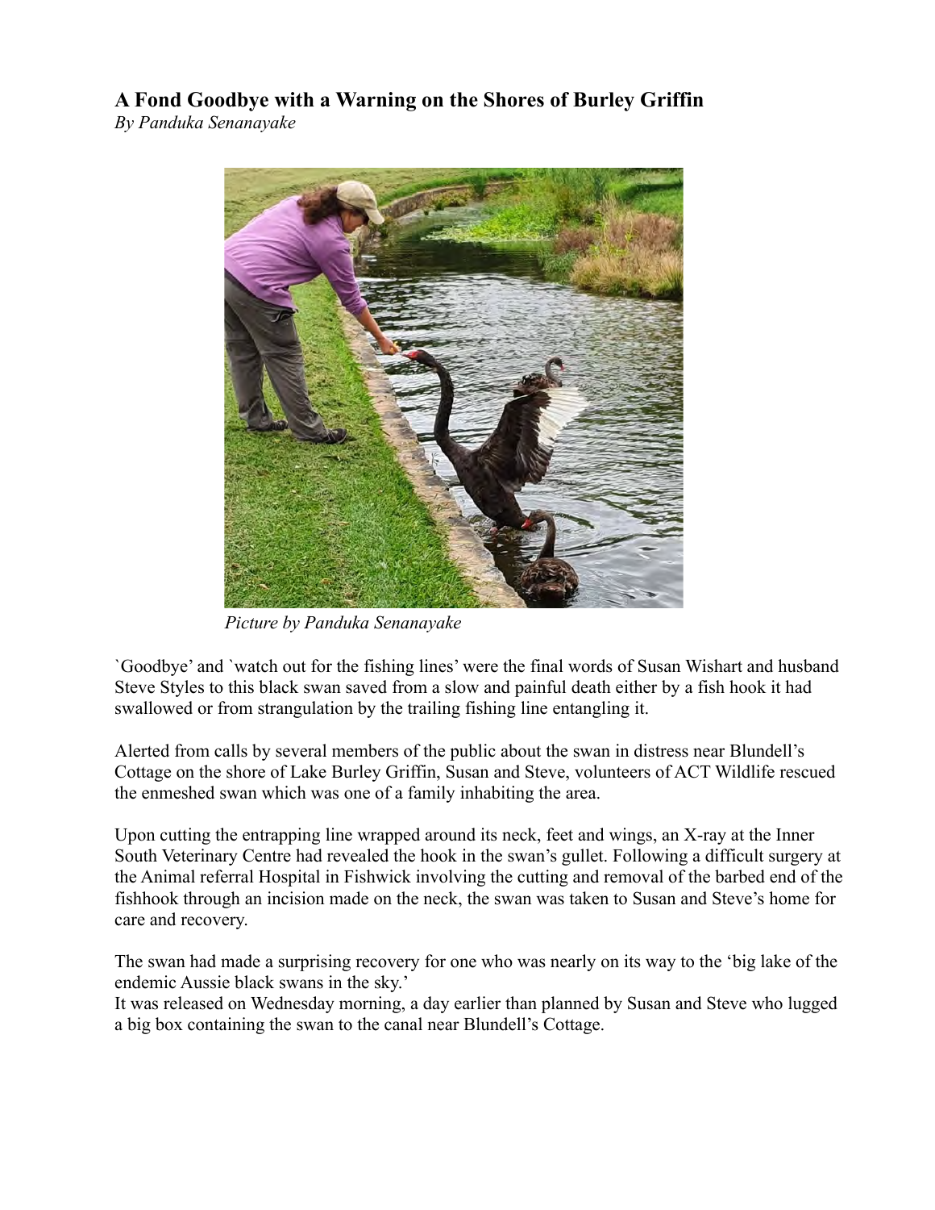## A Fond Goodbye with a Warning on the Shores of Burley Griffin

*By Panduka Senanayake*

*Picture by Panduka Senanayake*

`Goodbye' and `watch out for the fishing lines' were the final words of Susan Wishart and husband Steve Styles to this black swan saved from a slow and painful death either by a fish hook it had swallowed or from strangulation by the trailing fishing line entangling it.

Alerted from calls by several members of the public about the swan in distress near Blundell's Cottage on the shore of Lake Burley Griffin, Susan and Steve, volunteers of ACT Wildlife rescued the enmeshed swan which was one of a family inhabiting the area.

Upon cutting the entrapping line wrapped around its neck, feet and wings, an X-ray at the Inner South Veterinary Centre had revealed the hook in the swan's gullet. Following a difficult surgery at the Animal referral Hospital in Fishwick involving the cutting and removal of the barbed end of the fishhook through an incision made on the neck, the swan was taken to Susan and Steve's home for care and recovery.

The swan had made a surprising recovery for one who was nearly on its way to the 'big lake of the endemic Aussie black swans in the sky.'

It was released on Wednesday morning, a day earlier than planned by Susan and Steve who lugged a big box containing the swan to the canal near Blundell's Cottage.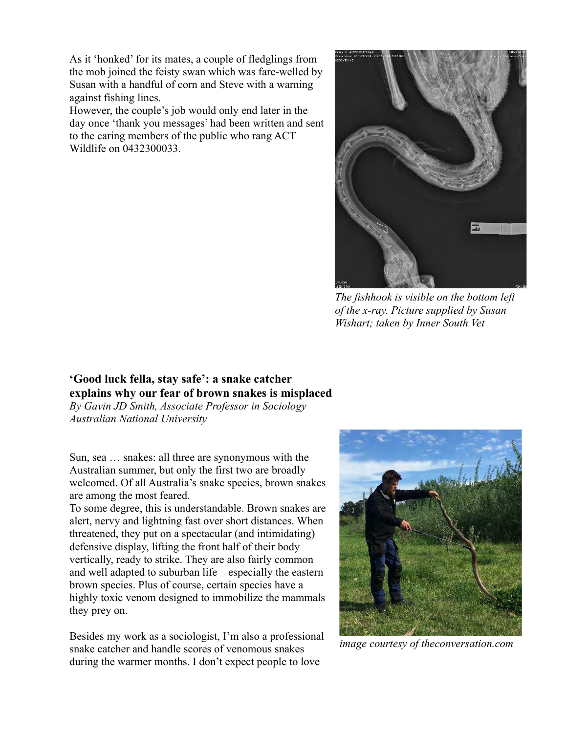As it 'honked' for its mates, a couple of fledglings from the mob joined the feisty swan which was fare-welled by Susan with a handful of corn and Steve with a warning against fishing lines.
However, the couple's job would only end later in the day once 'thank you messages' had been written and sent to the caring members of the public who rang ACT Wildlife on 0432300033.

*The fishhook is visible on the bottom left of the x-ray. Picture supplied by Susan Wishart; taken by Inner South Vet*

## 'Good luck fella, stay safe': a snake catcher explains why our fear of brown snakes is misplaced

*By Gavin JD Smith, Associate Professor in Sociology Australian National University*

Sun, sea … snakes: all three are synonymous with the Australian summer, but only the first two are broadly welcomed. Of all Australia's snake species, brown snakes are among the most feared.
To some degree, this is understandable. Brown snakes are alert, nervy and lightning fast over short distances. When threatened, they put on a spectacular (and intimidating) defensive display, lifting the front half of their body vertically, ready to strike. They are also fairly common and well adapted to suburban life – especially the eastern brown species. Plus of course, certain species have a highly toxic venom designed to immobilize the mammals they prey on.

*image courtesy of theconversation.com*

Besides my work as a sociologist, I'm also a professional snake catcher and handle scores of venomous snakes during the warmer months. I don't expect people to love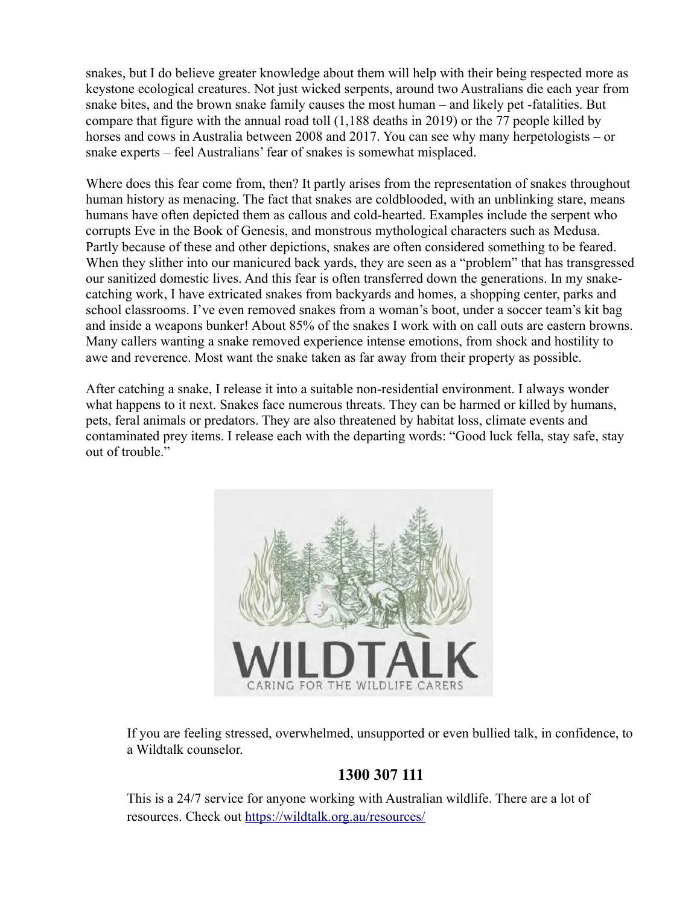snakes, but I do believe greater knowledge about them will help with their being respected more as keystone ecological creatures. Not just wicked serpents, around two Australians die each year from snake bites, and the brown snake family causes the most human – and likely pet -fatalities. But compare that figure with the annual road toll (1,188 deaths in 2019) or the 77 people killed by horses and cows in Australia between 2008 and 2017. You can see why many herpetologists – or snake experts – feel Australians' fear of snakes is somewhat misplaced.

Where does this fear come from, then? It partly arises from the representation of snakes throughout human history as menacing. The fact that snakes are coldblooded, with an unblinking stare, means humans have often depicted them as callous and cold-hearted. Examples include the serpent who corrupts Eve in the Book of Genesis, and monstrous mythological characters such as Medusa. Partly because of these and other depictions, snakes are often considered something to be feared. When they slither into our manicured back yards, they are seen as a "problem" that has transgressed our sanitized domestic lives. And this fear is often transferred down the generations. In my snake-catching work, I have extricated snakes from backyards and homes, a shopping center, parks and school classrooms. I've even removed snakes from a woman's boot, under a soccer team's kit bag and inside a weapons bunker! About 85% of the snakes I work with on call outs are eastern browns. Many callers wanting a snake removed experience intense emotions, from shock and hostility to awe and reverence. Most want the snake taken as far away from their property as possible.

After catching a snake, I release it into a suitable non-residential environment. I always wonder what happens to it next. Snakes face numerous threats. They can be harmed or killed by humans, pets, feral animals or predators. They are also threatened by habitat loss, climate events and contaminated prey items. I release each with the departing words: "Good luck fella, stay safe, stay out of trouble."

WILDTALK

CARING FOR THE WILDLIFE CARERS

If you are feeling stressed, overwhelmed, unsupported or even bullied talk, in confidence, to a Wildtalk counselor.

## 1300 307 111

This is a 24/7 service for anyone working with Australian wildlife. There are a lot of resources. Check out https://wildtalk.org.au/resources/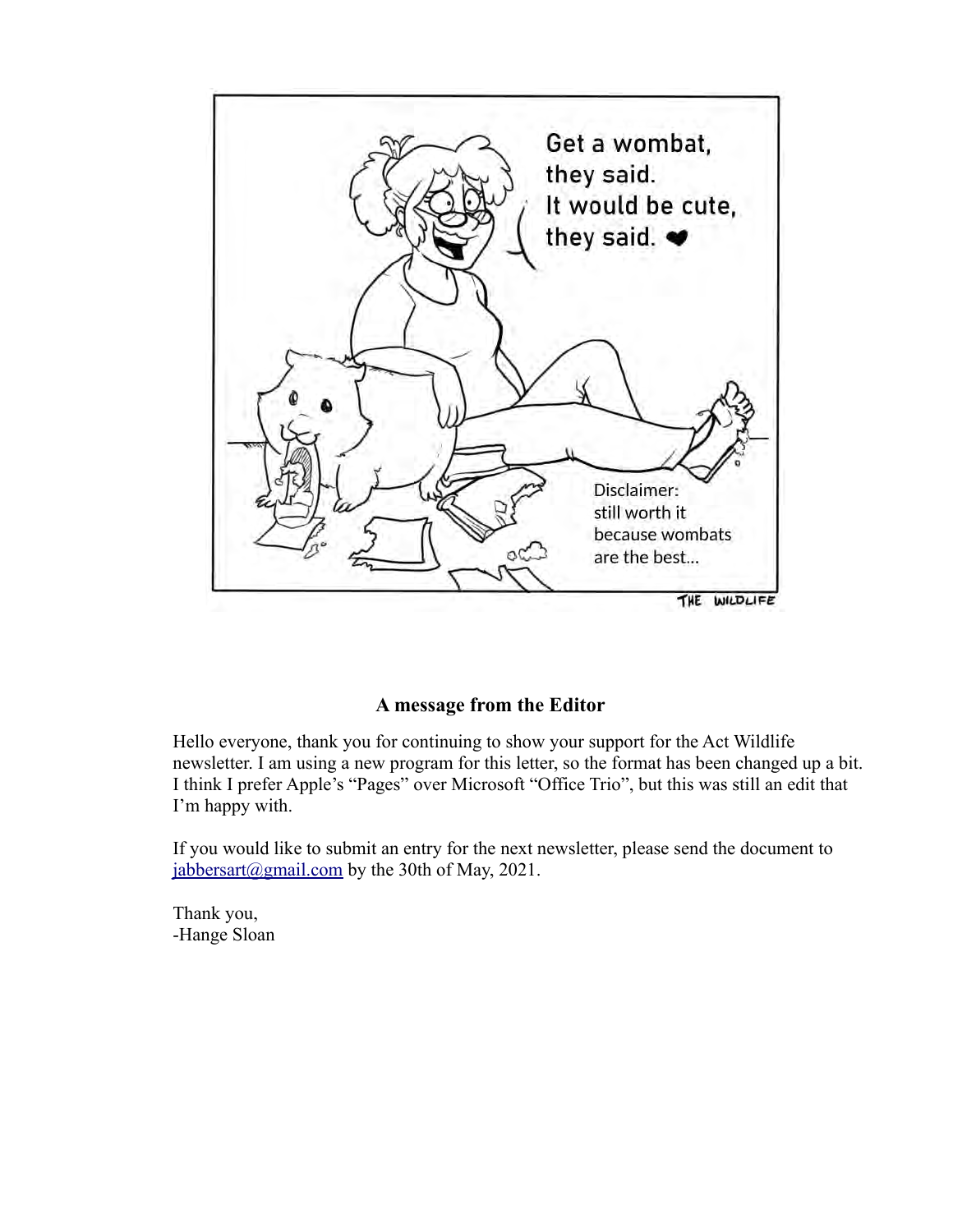Get a wombat,
they said.
It would be cute,
they said. ❤

Disclaimer:
still worth it
because wombats
are the best...

THE WILDLIFE

### A message from the Editor

Hello everyone, thank you for continuing to show your support for the Act Wildlife newsletter. I am using a new program for this letter, so the format has been changed up a bit. I think I prefer Apple's "Pages" over Microsoft "Office Trio", but this was still an edit that I'm happy with.

If you would like to submit an entry for the next newsletter, please send the document to jabbersart@gmail.com by the 30th of May, 2021.

Thank you,
-Hange Sloan